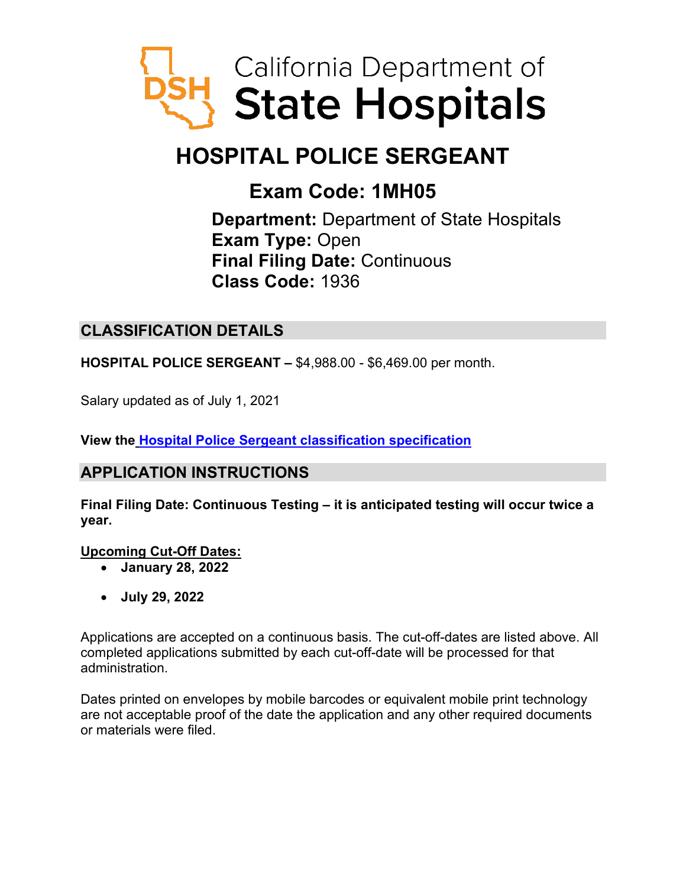California Department of State Hospitals

# HOSPITAL POLICE SERGEANT

## Exam Code: 1MH05

**Department:** Department of State Hospitals
**Exam Type:** Open
**Final Filing Date:** Continuous
**Class Code:** 1936

## CLASSIFICATION DETAILS

**HOSPITAL POLICE SERGEANT –** $4,988.00 - $6,469.00 per month.

Salary updated as of July 1, 2021

**View the Hospital Police Sergeant classification specification**

## APPLICATION INSTRUCTIONS

**Final Filing Date: Continuous Testing – it is anticipated testing will occur twice a year.**

**Upcoming Cut-Off Dates:**

- **January 28, 2022**
- **July 29, 2022**

Applications are accepted on a continuous basis. The cut-off-dates are listed above. All completed applications submitted by each cut-off-date will be processed for that administration.

Dates printed on envelopes by mobile barcodes or equivalent mobile print technology are not acceptable proof of the date the application and any other required documents or materials were filed.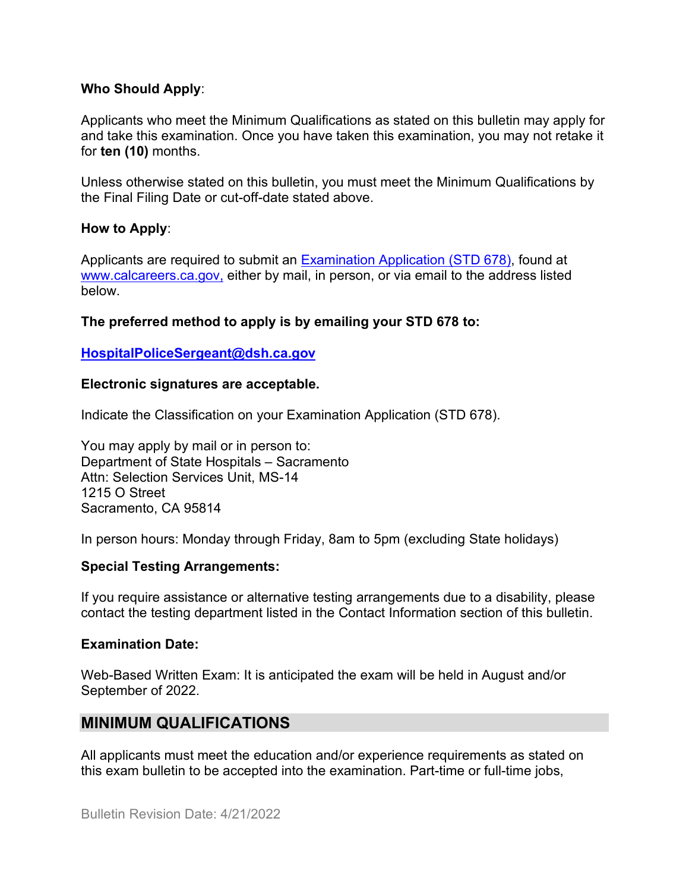**Who Should Apply**:

Applicants who meet the Minimum Qualifications as stated on this bulletin may apply for and take this examination. Once you have taken this examination, you may not retake it for **ten (10)** months.

Unless otherwise stated on this bulletin, you must meet the Minimum Qualifications by the Final Filing Date or cut-off-date stated above.

**How to Apply**:

Applicants are required to submit an [Examination Application (STD 678)](), found at [www.calcareers.ca.gov,]() either by mail, in person, or via email to the address listed below.

**The preferred method to apply is by emailing your STD 678 to:**

**[HospitalPoliceSergeant@dsh.ca.gov]()**

**Electronic signatures are acceptable.**

Indicate the Classification on your Examination Application (STD 678).

You may apply by mail or in person to:
Department of State Hospitals – Sacramento
Attn: Selection Services Unit, MS-14
1215 O Street
Sacramento, CA 95814

In person hours: Monday through Friday, 8am to 5pm (excluding State holidays)

**Special Testing Arrangements:**

If you require assistance or alternative testing arrangements due to a disability, please contact the testing department listed in the Contact Information section of this bulletin.

**Examination Date:**

Web-Based Written Exam: It is anticipated the exam will be held in August and/or September of 2022.

## MINIMUM QUALIFICATIONS

All applicants must meet the education and/or experience requirements as stated on this exam bulletin to be accepted into the examination. Part-time or full-time jobs,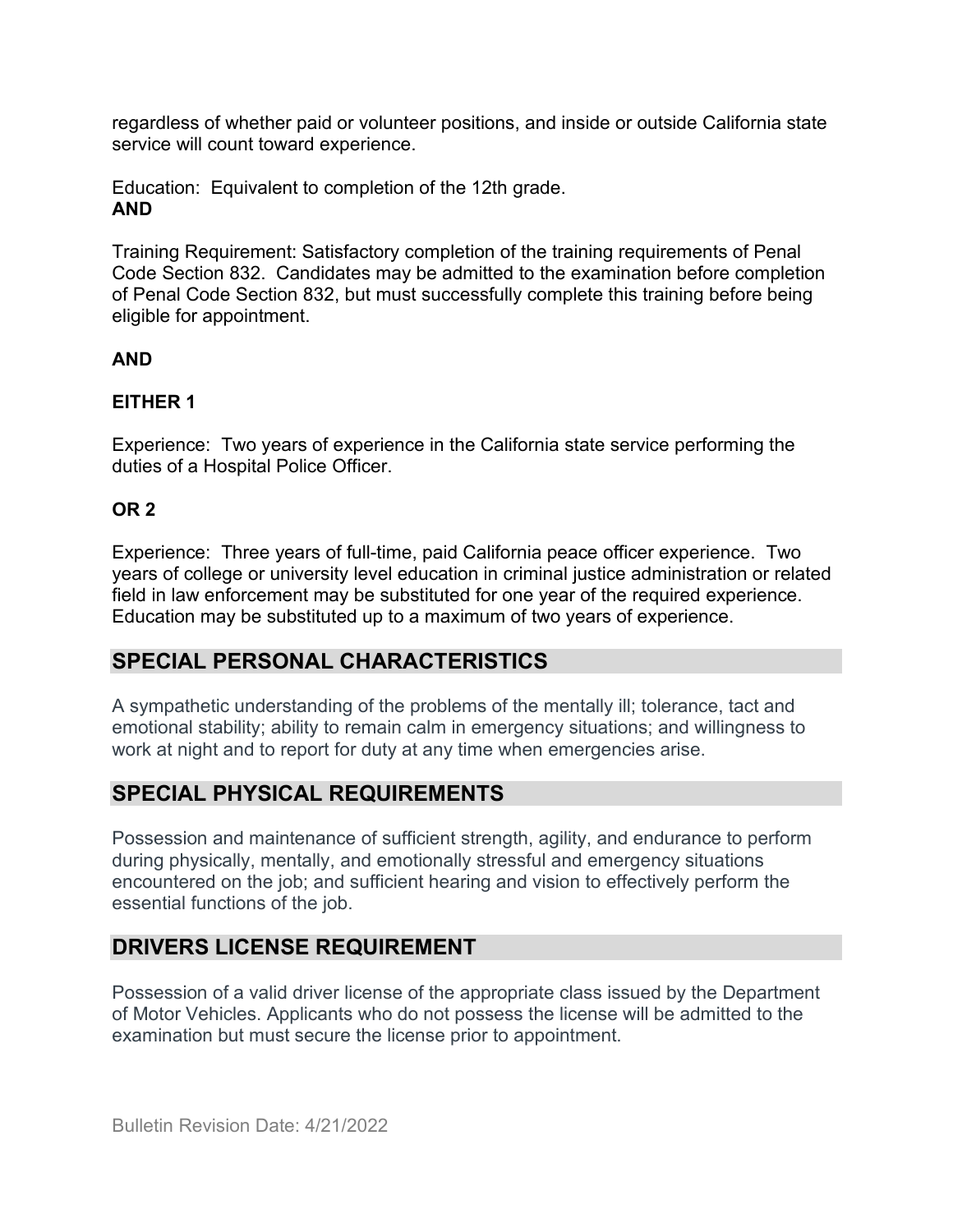regardless of whether paid or volunteer positions, and inside or outside California state service will count toward experience.

Education: Equivalent to completion of the 12th grade.
**AND**

Training Requirement: Satisfactory completion of the training requirements of Penal Code Section 832. Candidates may be admitted to the examination before completion of Penal Code Section 832, but must successfully complete this training before being eligible for appointment.

**AND**

**EITHER 1**

Experience: Two years of experience in the California state service performing the duties of a Hospital Police Officer.

**OR 2**

Experience: Three years of full-time, paid California peace officer experience. Two years of college or university level education in criminal justice administration or related field in law enforcement may be substituted for one year of the required experience. Education may be substituted up to a maximum of two years of experience.

## SPECIAL PERSONAL CHARACTERISTICS

A sympathetic understanding of the problems of the mentally ill; tolerance, tact and emotional stability; ability to remain calm in emergency situations; and willingness to work at night and to report for duty at any time when emergencies arise.

## SPECIAL PHYSICAL REQUIREMENTS

Possession and maintenance of sufficient strength, agility, and endurance to perform during physically, mentally, and emotionally stressful and emergency situations encountered on the job; and sufficient hearing and vision to effectively perform the essential functions of the job.

## DRIVERS LICENSE REQUIREMENT

Possession of a valid driver license of the appropriate class issued by the Department of Motor Vehicles. Applicants who do not possess the license will be admitted to the examination but must secure the license prior to appointment.

Bulletin Revision Date: 4/21/2022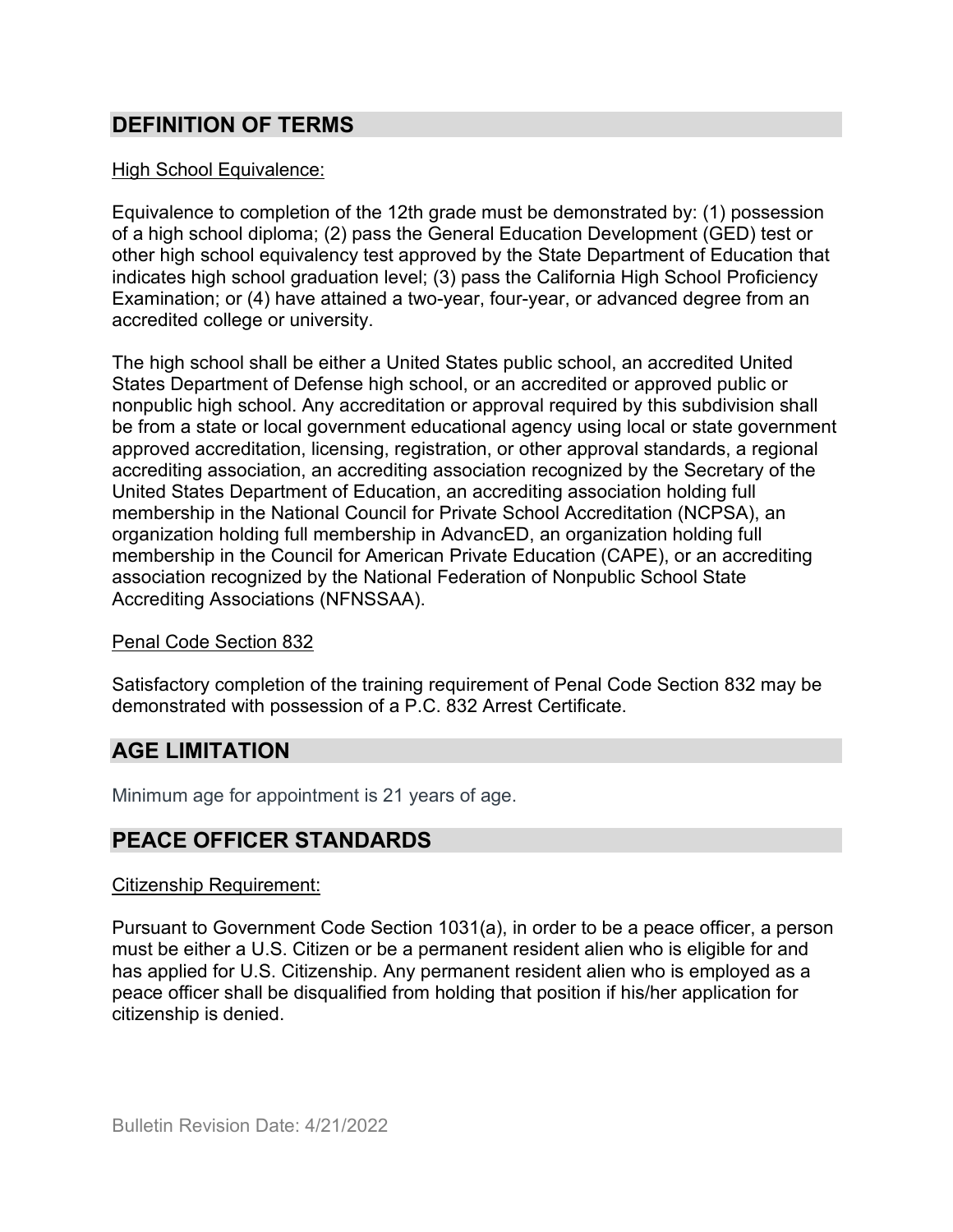## DEFINITION OF TERMS

High School Equivalence:

Equivalence to completion of the 12th grade must be demonstrated by: (1) possession of a high school diploma; (2) pass the General Education Development (GED) test or other high school equivalency test approved by the State Department of Education that indicates high school graduation level; (3) pass the California High School Proficiency Examination; or (4) have attained a two-year, four-year, or advanced degree from an accredited college or university.

The high school shall be either a United States public school, an accredited United States Department of Defense high school, or an accredited or approved public or nonpublic high school. Any accreditation or approval required by this subdivision shall be from a state or local government educational agency using local or state government approved accreditation, licensing, registration, or other approval standards, a regional accrediting association, an accrediting association recognized by the Secretary of the United States Department of Education, an accrediting association holding full membership in the National Council for Private School Accreditation (NCPSA), an organization holding full membership in AdvancED, an organization holding full membership in the Council for American Private Education (CAPE), or an accrediting association recognized by the National Federation of Nonpublic School State Accrediting Associations (NFNSSAA).

Penal Code Section 832

Satisfactory completion of the training requirement of Penal Code Section 832 may be demonstrated with possession of a P.C. 832 Arrest Certificate.

## AGE LIMITATION

Minimum age for appointment is 21 years of age.

## PEACE OFFICER STANDARDS

Citizenship Requirement:

Pursuant to Government Code Section 1031(a), in order to be a peace officer, a person must be either a U.S. Citizen or be a permanent resident alien who is eligible for and has applied for U.S. Citizenship. Any permanent resident alien who is employed as a peace officer shall be disqualified from holding that position if his/her application for citizenship is denied.

Bulletin Revision Date: 4/21/2022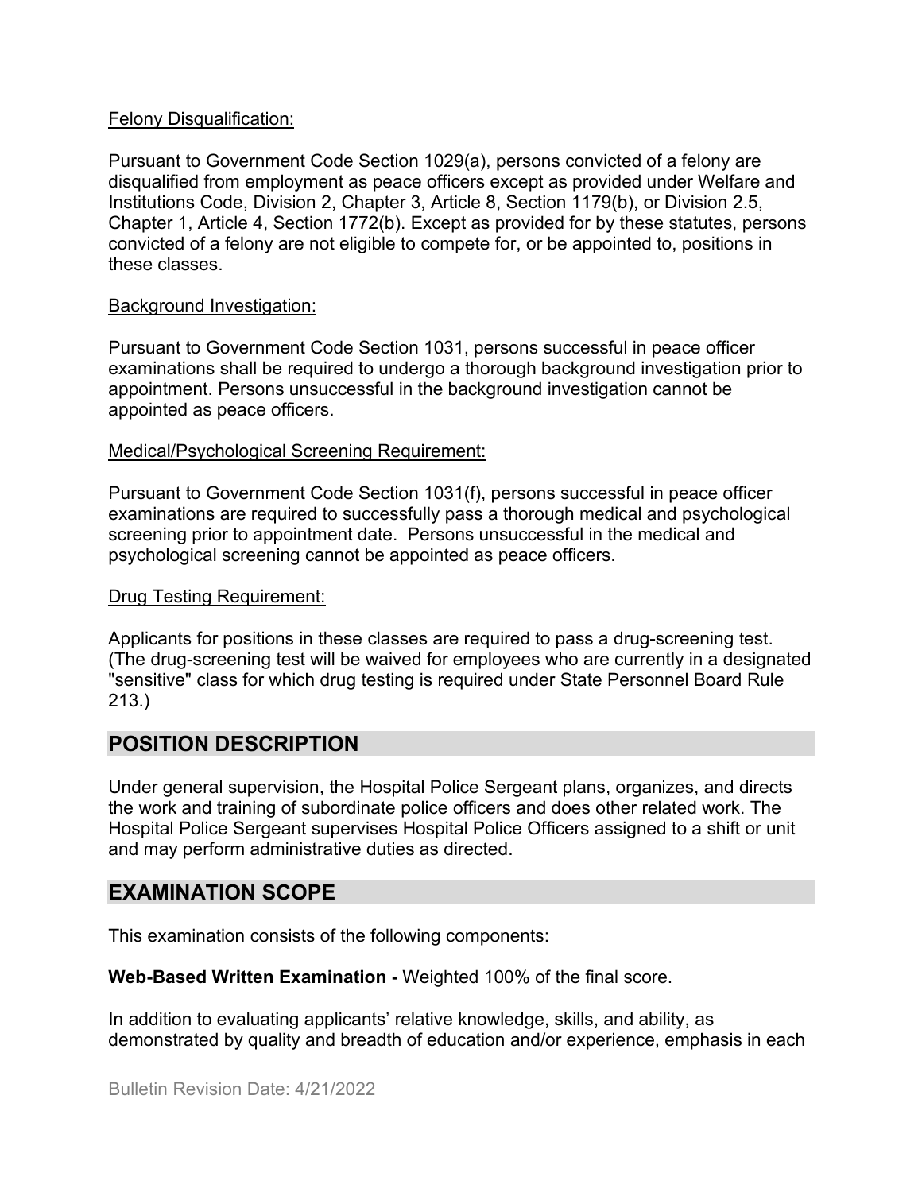Felony Disqualification:

Pursuant to Government Code Section 1029(a), persons convicted of a felony are disqualified from employment as peace officers except as provided under Welfare and Institutions Code, Division 2, Chapter 3, Article 8, Section 1179(b), or Division 2.5, Chapter 1, Article 4, Section 1772(b). Except as provided for by these statutes, persons convicted of a felony are not eligible to compete for, or be appointed to, positions in these classes.

Background Investigation:

Pursuant to Government Code Section 1031, persons successful in peace officer examinations shall be required to undergo a thorough background investigation prior to appointment. Persons unsuccessful in the background investigation cannot be appointed as peace officers.

Medical/Psychological Screening Requirement:

Pursuant to Government Code Section 1031(f), persons successful in peace officer examinations are required to successfully pass a thorough medical and psychological screening prior to appointment date. Persons unsuccessful in the medical and psychological screening cannot be appointed as peace officers.

Drug Testing Requirement:

Applicants for positions in these classes are required to pass a drug-screening test. (The drug-screening test will be waived for employees who are currently in a designated "sensitive" class for which drug testing is required under State Personnel Board Rule 213.)

## POSITION DESCRIPTION

Under general supervision, the Hospital Police Sergeant plans, organizes, and directs the work and training of subordinate police officers and does other related work. The Hospital Police Sergeant supervises Hospital Police Officers assigned to a shift or unit and may perform administrative duties as directed.

## EXAMINATION SCOPE

This examination consists of the following components:

**Web-Based Written Examination -** Weighted 100% of the final score.

In addition to evaluating applicants' relative knowledge, skills, and ability, as demonstrated by quality and breadth of education and/or experience, emphasis in each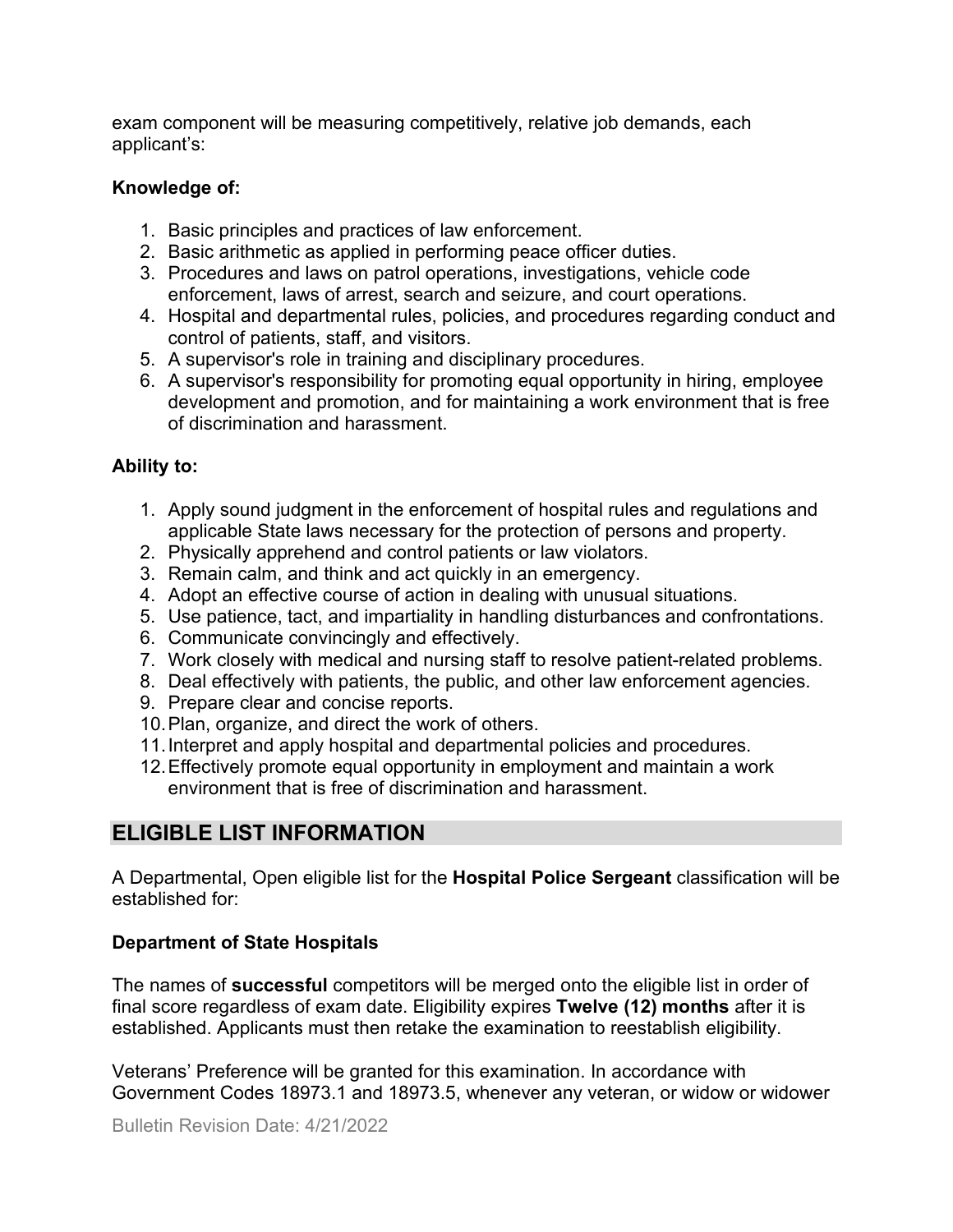exam component will be measuring competitively, relative job demands, each applicant's:

**Knowledge of:**

1. Basic principles and practices of law enforcement.
2. Basic arithmetic as applied in performing peace officer duties.
3. Procedures and laws on patrol operations, investigations, vehicle code enforcement, laws of arrest, search and seizure, and court operations.
4. Hospital and departmental rules, policies, and procedures regarding conduct and control of patients, staff, and visitors.
5. A supervisor's role in training and disciplinary procedures.
6. A supervisor's responsibility for promoting equal opportunity in hiring, employee development and promotion, and for maintaining a work environment that is free of discrimination and harassment.

**Ability to:**

1. Apply sound judgment in the enforcement of hospital rules and regulations and applicable State laws necessary for the protection of persons and property.
2. Physically apprehend and control patients or law violators.
3. Remain calm, and think and act quickly in an emergency.
4. Adopt an effective course of action in dealing with unusual situations.
5. Use patience, tact, and impartiality in handling disturbances and confrontations.
6. Communicate convincingly and effectively.
7. Work closely with medical and nursing staff to resolve patient-related problems.
8. Deal effectively with patients, the public, and other law enforcement agencies.
9. Prepare clear and concise reports.
10. Plan, organize, and direct the work of others.
11. Interpret and apply hospital and departmental policies and procedures.
12. Effectively promote equal opportunity in employment and maintain a work environment that is free of discrimination and harassment.

## ELIGIBLE LIST INFORMATION

A Departmental, Open eligible list for the **Hospital Police Sergeant** classification will be established for:

**Department of State Hospitals**

The names of **successful** competitors will be merged onto the eligible list in order of final score regardless of exam date. Eligibility expires **Twelve (12) months** after it is established. Applicants must then retake the examination to reestablish eligibility.

Veterans' Preference will be granted for this examination. In accordance with Government Codes 18973.1 and 18973.5, whenever any veteran, or widow or widower

Bulletin Revision Date: 4/21/2022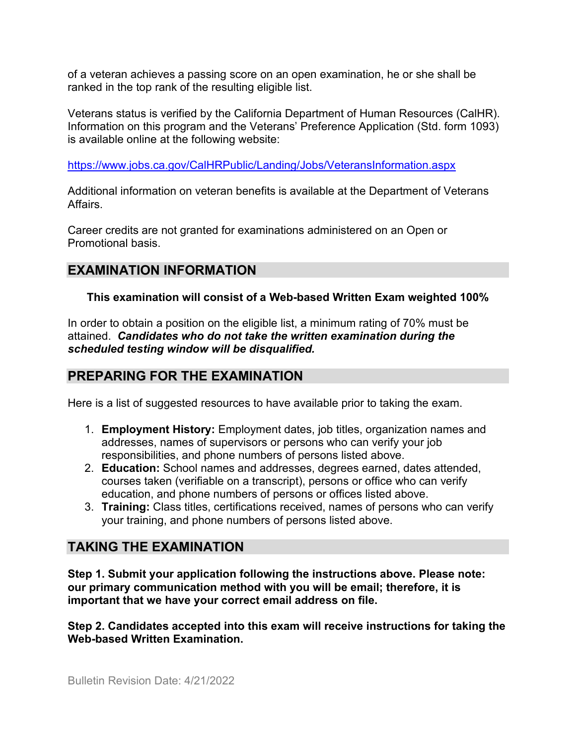of a veteran achieves a passing score on an open examination, he or she shall be ranked in the top rank of the resulting eligible list.

Veterans status is verified by the California Department of Human Resources (CalHR). Information on this program and the Veterans' Preference Application (Std. form 1093) is available online at the following website:

https://www.jobs.ca.gov/CalHRPublic/Landing/Jobs/VeteransInformation.aspx

Additional information on veteran benefits is available at the Department of Veterans Affairs.

Career credits are not granted for examinations administered on an Open or Promotional basis.

## EXAMINATION INFORMATION

**This examination will consist of a Web-based Written Exam weighted 100%**

In order to obtain a position on the eligible list, a minimum rating of 70% must be attained. ***Candidates who do not take the written examination during the scheduled testing window will be disqualified.***

## PREPARING FOR THE EXAMINATION

Here is a list of suggested resources to have available prior to taking the exam.

1. **Employment History:** Employment dates, job titles, organization names and addresses, names of supervisors or persons who can verify your job responsibilities, and phone numbers of persons listed above.
2. **Education:** School names and addresses, degrees earned, dates attended, courses taken (verifiable on a transcript), persons or office who can verify education, and phone numbers of persons or offices listed above.
3. **Training:** Class titles, certifications received, names of persons who can verify your training, and phone numbers of persons listed above.

## TAKING THE EXAMINATION

**Step 1. Submit your application following the instructions above. Please note: our primary communication method with you will be email; therefore, it is important that we have your correct email address on file.**

**Step 2. Candidates accepted into this exam will receive instructions for taking the Web-based Written Examination.**

Bulletin Revision Date: 4/21/2022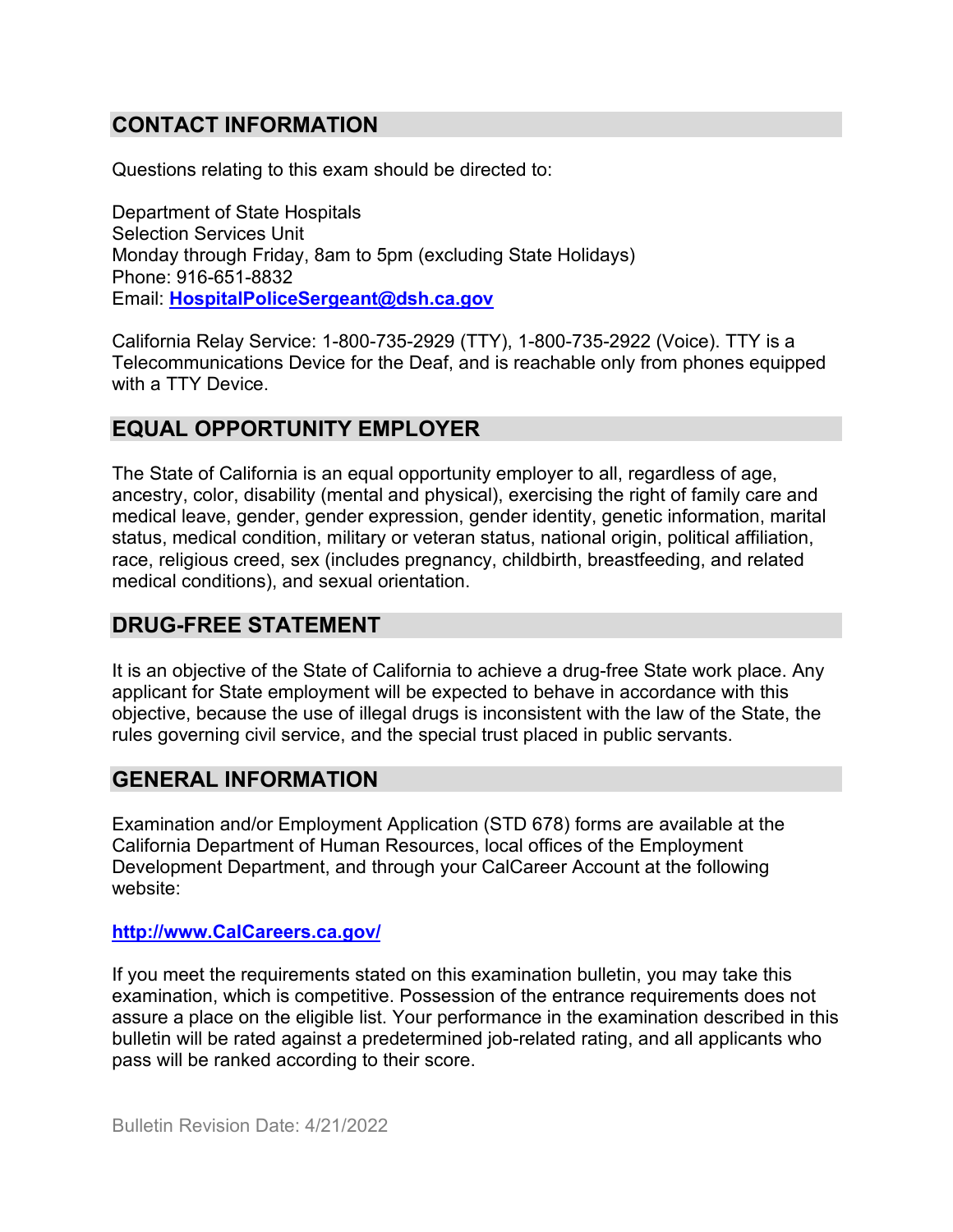## CONTACT INFORMATION

Questions relating to this exam should be directed to:

Department of State Hospitals
Selection Services Unit
Monday through Friday, 8am to 5pm (excluding State Holidays)
Phone: 916-651-8832
Email: **HospitalPoliceSergeant@dsh.ca.gov**

California Relay Service: 1-800-735-2929 (TTY), 1-800-735-2922 (Voice). TTY is a Telecommunications Device for the Deaf, and is reachable only from phones equipped with a TTY Device.

## EQUAL OPPORTUNITY EMPLOYER

The State of California is an equal opportunity employer to all, regardless of age, ancestry, color, disability (mental and physical), exercising the right of family care and medical leave, gender, gender expression, gender identity, genetic information, marital status, medical condition, military or veteran status, national origin, political affiliation, race, religious creed, sex (includes pregnancy, childbirth, breastfeeding, and related medical conditions), and sexual orientation.

## DRUG-FREE STATEMENT

It is an objective of the State of California to achieve a drug-free State work place. Any applicant for State employment will be expected to behave in accordance with this objective, because the use of illegal drugs is inconsistent with the law of the State, the rules governing civil service, and the special trust placed in public servants.

## GENERAL INFORMATION

Examination and/or Employment Application (STD 678) forms are available at the California Department of Human Resources, local offices of the Employment Development Department, and through your CalCareer Account at the following website:

**http://www.CalCareers.ca.gov/**

If you meet the requirements stated on this examination bulletin, you may take this examination, which is competitive. Possession of the entrance requirements does not assure a place on the eligible list. Your performance in the examination described in this bulletin will be rated against a predetermined job-related rating, and all applicants who pass will be ranked according to their score.

Bulletin Revision Date: 4/21/2022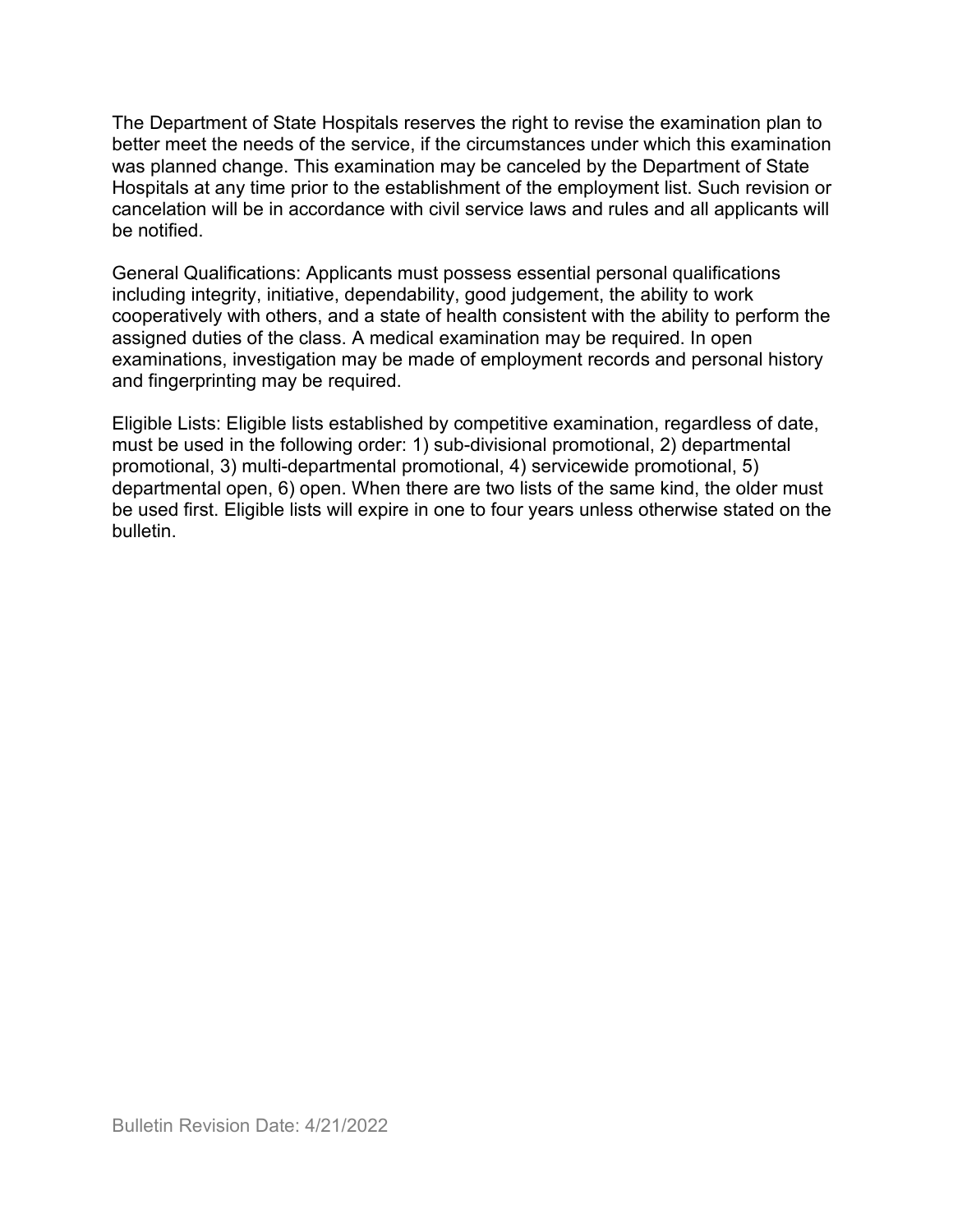The Department of State Hospitals reserves the right to revise the examination plan to better meet the needs of the service, if the circumstances under which this examination was planned change. This examination may be canceled by the Department of State Hospitals at any time prior to the establishment of the employment list. Such revision or cancelation will be in accordance with civil service laws and rules and all applicants will be notified.

General Qualifications: Applicants must possess essential personal qualifications including integrity, initiative, dependability, good judgement, the ability to work cooperatively with others, and a state of health consistent with the ability to perform the assigned duties of the class. A medical examination may be required. In open examinations, investigation may be made of employment records and personal history and fingerprinting may be required.

Eligible Lists: Eligible lists established by competitive examination, regardless of date, must be used in the following order: 1) sub-divisional promotional, 2) departmental promotional, 3) multi-departmental promotional, 4) servicewide promotional, 5) departmental open, 6) open. When there are two lists of the same kind, the older must be used first. Eligible lists will expire in one to four years unless otherwise stated on the bulletin.

Bulletin Revision Date: 4/21/2022